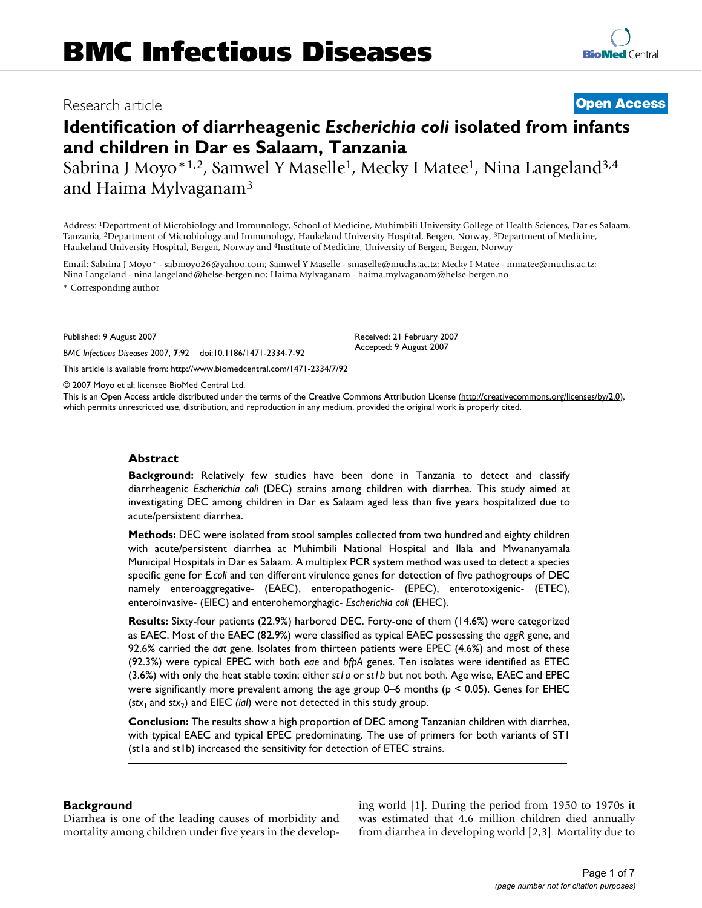Research article

**Open Access**

# Identification of diarrheagenic *Escherichia coli* isolated from infants and children in Dar es Salaam, Tanzania

Sabrina J Moyo*[1,2], Samwel Y Maselle[1], Mecky I Matee[1], Nina Langeland[3,4] and Haima Mylvaganam[3]

Address: [1]Department of Microbiology and Immunology, School of Medicine, Muhimbili University College of Health Sciences, Dar es Salaam, Tanzania, [2]Department of Microbiology and Immunology, Haukeland University Hospital, Bergen, Norway, [3]Department of Medicine, Haukeland University Hospital, Bergen, Norway and [4]Institute of Medicine, University of Bergen, Bergen, Norway

Email: Sabrina J Moyo* - sabmoyo26@yahoo.com; Samwel Y Maselle - smaselle@muchs.ac.tz; Mecky I Matee - mmatee@muchs.ac.tz; Nina Langeland - nina.langeland@helse-bergen.no; Haima Mylvaganam - haima.mylvaganam@helse-bergen.no

* Corresponding author

Published: 9 August 2007

*BMC Infectious Diseases* 2007, **7**:92 doi:10.1186/1471-2334-7-92

Received: 21 February 2007
Accepted: 9 August 2007

This article is available from: http://www.biomedcentral.com/1471-2334/7/92

© 2007 Moyo et al; licensee BioMed Central Ltd.

This is an Open Access article distributed under the terms of the Creative Commons Attribution License (http://creativecommons.org/licenses/by/2.0), which permits unrestricted use, distribution, and reproduction in any medium, provided the original work is properly cited.

## Abstract

**Background:** Relatively few studies have been done in Tanzania to detect and classify diarrheagenic *Escherichia coli* (DEC) strains among children with diarrhea. This study aimed at investigating DEC among children in Dar es Salaam aged less than five years hospitalized due to acute/persistent diarrhea.

**Methods:** DEC were isolated from stool samples collected from two hundred and eighty children with acute/persistent diarrhea at Muhimbili National Hospital and Ilala and Mwananyamala Municipal Hospitals in Dar es Salaam. A multiplex PCR system method was used to detect a species specific gene for *E.coli* and ten different virulence genes for detection of five pathogroups of DEC namely enteroaggregative- (EAEC), enteropathogenic- (EPEC), enterotoxigenic- (ETEC), enteroinvasive- (EIEC) and enterohemorghagic- *Escherichia coli* (EHEC).

**Results:** Sixty-four patients (22.9%) harbored DEC. Forty-one of them (14.6%) were categorized as EAEC. Most of the EAEC (82.9%) were classified as typical EAEC possessing the *aggR* gene, and 92.6% carried the *aat* gene. Isolates from thirteen patients were EPEC (4.6%) and most of these (92.3%) were typical EPEC with both *eae* and *bfpA* genes. Ten isolates were identified as ETEC (3.6%) with only the heat stable toxin; either *st1a* or *st1b* but not both. Age wise, EAEC and EPEC were significantly more prevalent among the age group 0–6 months ($p < 0.05$). Genes for EHEC (*stx*$_1$ and *stx*$_2$) and EIEC *(ial*) were not detected in this study group.

**Conclusion:** The results show a high proportion of DEC among Tanzanian children with diarrhea, with typical EAEC and typical EPEC predominating. The use of primers for both variants of ST1 (st1a and st1b) increased the sensitivity for detection of ETEC strains.

## Background

Diarrhea is one of the leading causes of morbidity and mortality among children under five years in the developing world [1]. During the period from 1950 to 1970s it was estimated that 4.6 million children died annually from diarrhea in developing world [2,3]. Mortality due to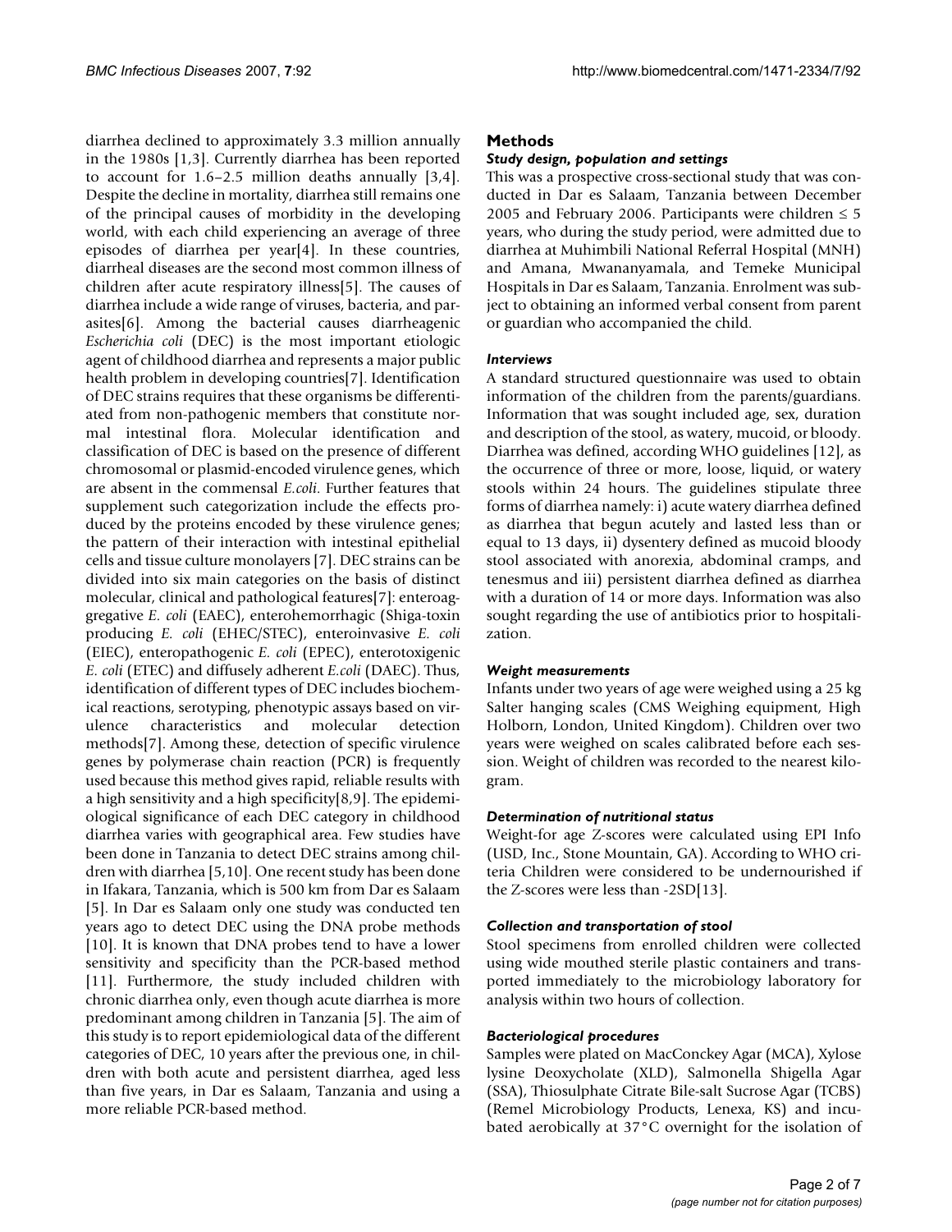diarrhea declined to approximately 3.3 million annually in the 1980s [1,3]. Currently diarrhea has been reported to account for 1.6–2.5 million deaths annually [3,4]. Despite the decline in mortality, diarrhea still remains one of the principal causes of morbidity in the developing world, with each child experiencing an average of three episodes of diarrhea per year[4]. In these countries, diarrheal diseases are the second most common illness of children after acute respiratory illness[5]. The causes of diarrhea include a wide range of viruses, bacteria, and parasites[6]. Among the bacterial causes diarrheagenic *Escherichia coli* (DEC) is the most important etiologic agent of childhood diarrhea and represents a major public health problem in developing countries[7]. Identification of DEC strains requires that these organisms be differentiated from non-pathogenic members that constitute normal intestinal flora. Molecular identification and classification of DEC is based on the presence of different chromosomal or plasmid-encoded virulence genes, which are absent in the commensal *E.coli*. Further features that supplement such categorization include the effects produced by the proteins encoded by these virulence genes; the pattern of their interaction with intestinal epithelial cells and tissue culture monolayers [7]. DEC strains can be divided into six main categories on the basis of distinct molecular, clinical and pathological features[7]: enteroaggregative *E. coli* (EAEC), enterohemorrhagic (Shiga-toxin producing *E. coli* (EHEC/STEC), enteroinvasive *E. coli* (EIEC), enteropathogenic *E. coli* (EPEC), enterotoxigenic *E. coli* (ETEC) and diffusely adherent *E.coli* (DAEC). Thus, identification of different types of DEC includes biochemical reactions, serotyping, phenotypic assays based on virulence characteristics and molecular detection methods[7]. Among these, detection of specific virulence genes by polymerase chain reaction (PCR) is frequently used because this method gives rapid, reliable results with a high sensitivity and a high specificity[8,9]. The epidemiological significance of each DEC category in childhood diarrhea varies with geographical area. Few studies have been done in Tanzania to detect DEC strains among children with diarrhea [5,10]. One recent study has been done in Ifakara, Tanzania, which is 500 km from Dar es Salaam [5]. In Dar es Salaam only one study was conducted ten years ago to detect DEC using the DNA probe methods [10]. It is known that DNA probes tend to have a lower sensitivity and specificity than the PCR-based method [11]. Furthermore, the study included children with chronic diarrhea only, even though acute diarrhea is more predominant among children in Tanzania [5]. The aim of this study is to report epidemiological data of the different categories of DEC, 10 years after the previous one, in children with both acute and persistent diarrhea, aged less than five years, in Dar es Salaam, Tanzania and using a more reliable PCR-based method.

## Methods

### *Study design, population and settings*

This was a prospective cross-sectional study that was conducted in Dar es Salaam, Tanzania between December 2005 and February 2006. Participants were children ≤ 5 years, who during the study period, were admitted due to diarrhea at Muhimbili National Referral Hospital (MNH) and Amana, Mwananyamala, and Temeke Municipal Hospitals in Dar es Salaam, Tanzania. Enrolment was subject to obtaining an informed verbal consent from parent or guardian who accompanied the child.

### *Interviews*

A standard structured questionnaire was used to obtain information of the children from the parents/guardians. Information that was sought included age, sex, duration and description of the stool, as watery, mucoid, or bloody. Diarrhea was defined, according WHO guidelines [12], as the occurrence of three or more, loose, liquid, or watery stools within 24 hours. The guidelines stipulate three forms of diarrhea namely: i) acute watery diarrhea defined as diarrhea that begun acutely and lasted less than or equal to 13 days, ii) dysentery defined as mucoid bloody stool associated with anorexia, abdominal cramps, and tenesmus and iii) persistent diarrhea defined as diarrhea with a duration of 14 or more days. Information was also sought regarding the use of antibiotics prior to hospitalization.

### *Weight measurements*

Infants under two years of age were weighed using a 25 kg Salter hanging scales (CMS Weighing equipment, High Holborn, London, United Kingdom). Children over two years were weighed on scales calibrated before each session. Weight of children was recorded to the nearest kilogram.

### *Determination of nutritional status*

Weight-for age Z-scores were calculated using EPI Info (USD, Inc., Stone Mountain, GA). According to WHO criteria Children were considered to be undernourished if the Z-scores were less than -2SD[13].

### *Collection and transportation of stool*

Stool specimens from enrolled children were collected using wide mouthed sterile plastic containers and transported immediately to the microbiology laboratory for analysis within two hours of collection.

### *Bacteriological procedures*

Samples were plated on MacConckey Agar (MCA), Xylose lysine Deoxycholate (XLD), Salmonella Shigella Agar (SSA), Thiosulphate Citrate Bile-salt Sucrose Agar (TCBS) (Remel Microbiology Products, Lenexa, KS) and incubated aerobically at 37°C overnight for the isolation of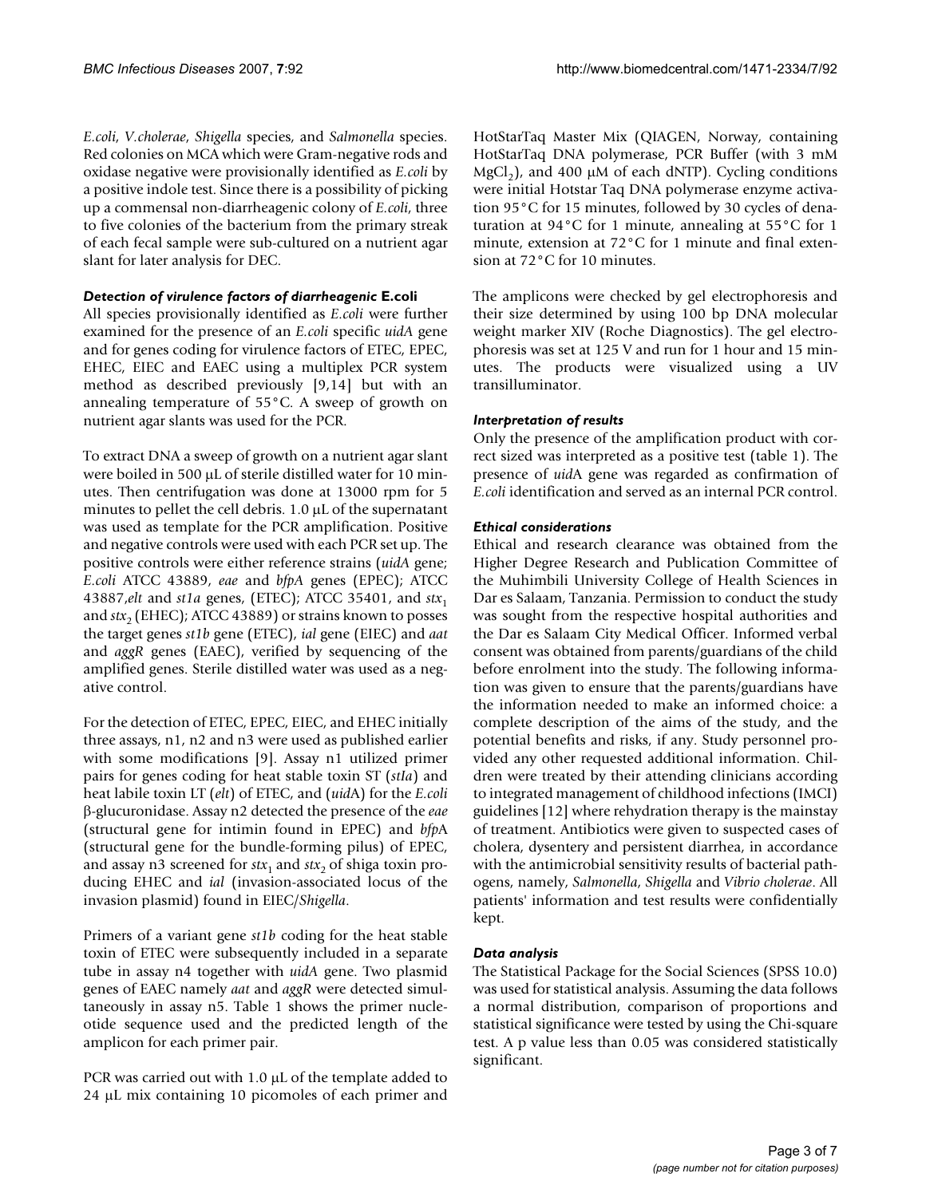*E.coli*, *V.cholerae*, *Shigella* species, and *Salmonella* species. Red colonies on MCA which were Gram-negative rods and oxidase negative were provisionally identified as *E.coli* by a positive indole test. Since there is a possibility of picking up a commensal non-diarrheagenic colony of *E.coli*, three to five colonies of the bacterium from the primary streak of each fecal sample were sub-cultured on a nutrient agar slant for later analysis for DEC.

### *Detection of virulence factors of diarrheagenic* E.coli

All species provisionally identified as *E.coli* were further examined for the presence of an *E.coli* specific *uidA* gene and for genes coding for virulence factors of ETEC, EPEC, EHEC, EIEC and EAEC using a multiplex PCR system method as described previously [9,14] but with an annealing temperature of 55°C. A sweep of growth on nutrient agar slants was used for the PCR.

To extract DNA a sweep of growth on a nutrient agar slant were boiled in 500 μL of sterile distilled water for 10 minutes. Then centrifugation was done at 13000 rpm for 5 minutes to pellet the cell debris. 1.0 μL of the supernatant was used as template for the PCR amplification. Positive and negative controls were used with each PCR set up. The positive controls were either reference strains (*uidA* gene; *E.coli* ATCC 43889, *eae* and *bfpA* genes (EPEC); ATCC 43887,*elt* and *st1a* genes, (ETEC); ATCC 35401, and $stx_1$ and $stx_2$ (EHEC); ATCC 43889) or strains known to posses the target genes *st1b* gene (ETEC), *ial* gene (EIEC) and *aat* and *aggR* genes (EAEC), verified by sequencing of the amplified genes. Sterile distilled water was used as a negative control.

For the detection of ETEC, EPEC, EIEC, and EHEC initially three assays, n1, n2 and n3 were used as published earlier with some modifications [9]. Assay n1 utilized primer pairs for genes coding for heat stable toxin ST (*stIa*) and heat labile toxin LT (*elt*) of ETEC, and (*uid*A) for the *E.coli* β-glucuronidase. Assay n2 detected the presence of the *eae* (structural gene for intimin found in EPEC) and *bfp*A (structural gene for the bundle-forming pilus) of EPEC, and assay n3 screened for $stx_1$ and $stx_2$ of shiga toxin producing EHEC and *ial* (invasion-associated locus of the invasion plasmid) found in EIEC/*Shigella*.

Primers of a variant gene *st1b* coding for the heat stable toxin of ETEC were subsequently included in a separate tube in assay n4 together with *uidA* gene. Two plasmid genes of EAEC namely *aat* and *aggR* were detected simultaneously in assay n5. Table 1 shows the primer nucleotide sequence used and the predicted length of the amplicon for each primer pair.

PCR was carried out with 1.0 μL of the template added to 24 μL mix containing 10 picomoles of each primer and HotStarTaq Master Mix (QIAGEN, Norway, containing HotStarTaq DNA polymerase, PCR Buffer (with 3 mM $MgCl_2$), and 400 μM of each dNTP). Cycling conditions were initial Hotstar Taq DNA polymerase enzyme activation 95°C for 15 minutes, followed by 30 cycles of denaturation at 94°C for 1 minute, annealing at 55°C for 1 minute, extension at 72°C for 1 minute and final extension at 72°C for 10 minutes.

The amplicons were checked by gel electrophoresis and their size determined by using 100 bp DNA molecular weight marker XIV (Roche Diagnostics). The gel electrophoresis was set at 125 V and run for 1 hour and 15 minutes. The products were visualized using a UV transilluminator.

### *Interpretation of results*

Only the presence of the amplification product with correct sized was interpreted as a positive test (table 1). The presence of *uid*A gene was regarded as confirmation of *E.coli* identification and served as an internal PCR control.

### *Ethical considerations*

Ethical and research clearance was obtained from the Higher Degree Research and Publication Committee of the Muhimbili University College of Health Sciences in Dar es Salaam, Tanzania. Permission to conduct the study was sought from the respective hospital authorities and the Dar es Salaam City Medical Officer. Informed verbal consent was obtained from parents/guardians of the child before enrolment into the study. The following information was given to ensure that the parents/guardians have the information needed to make an informed choice: a complete description of the aims of the study, and the potential benefits and risks, if any. Study personnel provided any other requested additional information. Children were treated by their attending clinicians according to integrated management of childhood infections (IMCI) guidelines [12] where rehydration therapy is the mainstay of treatment. Antibiotics were given to suspected cases of cholera, dysentery and persistent diarrhea, in accordance with the antimicrobial sensitivity results of bacterial pathogens, namely, *Salmonella*, *Shigella* and *Vibrio cholerae*. All patients' information and test results were confidentially kept.

### *Data analysis*

The Statistical Package for the Social Sciences (SPSS 10.0) was used for statistical analysis. Assuming the data follows a normal distribution, comparison of proportions and statistical significance were tested by using the Chi-square test. A p value less than 0.05 was considered statistically significant.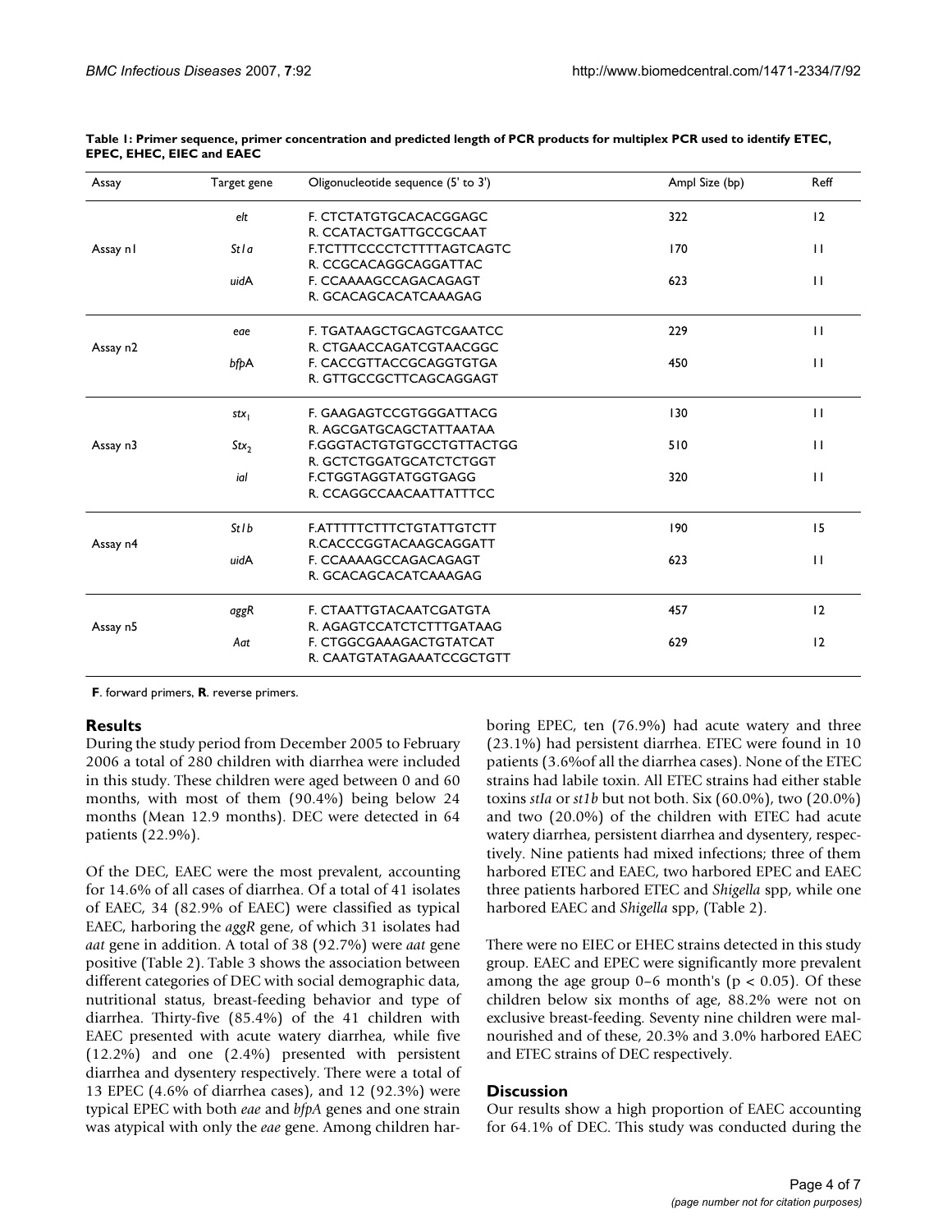**Table 1: Primer sequence, primer concentration and predicted length of PCR products for multiplex PCR used to identify ETEC, EPEC, EHEC, EIEC and EAEC**

| Assay | Target gene | Oligonucleotide sequence (5' to 3') | Ampl Size (bp) | Reff |
|---|---|---|---|---|
| Assay n1 | *elt* | F. CTCTATGTGCACACGGAGC<br>R. CCATACTGATTGCCGCAAT | 322 | 12 |
| | *St1a* | F.TCTTTCCCCTCTTTTAGTCAGTC<br>R. CCGCACAGGCAGGATTAC | 170 | 11 |
| | *uid*A | F. CCAAAAGCCAGACAGAGT<br>R. GCACAGCACATCAAAGAG | 623 | 11 |
| Assay n2 | *eae* | F. TGATAAGCTGCAGTCGAATCC<br>R. CTGAACCAGATCGTAACGGC | 229 | 11 |
| | *bfp*A | F. CACCGTTACCGCAGGTGTGA<br>R. GTTGCCGCTTCAGCAGGAGT | 450 | 11 |
| Assay n3 | $stx_1$ | F. GAAGAGTCCGTGGGATTACG<br>R. AGCGATGCAGCTATTAATAA | 130 | 11 |
| | $Stx_2$ | F.GGGTACTGTGTGCCTGTTACTGG<br>R. GCTCTGGATGCATCTCTGGT | 510 | 11 |
| | *ial* | F.CTGGTAGGTATGGTGAGG<br>R. CCAGGCCAACAATTATTTCC | 320 | 11 |
| Assay n4 | *St1b* | F.ATTTTTCTTTCTGTATTGTCTT<br>R.CACCCGGTACAAGCAGGATT | 190 | 15 |
| | *uid*A | F. CCAAAAGCCAGACAGAGT<br>R. GCACAGCACATCAAAGAG | 623 | 11 |
| Assay n5 | *aggR* | F. CTAATTGTACAATCGATGTA<br>R. AGAGTCCATCTCTTTGATAAG | 457 | 12 |
| | *Aat* | F. CTGGCGAAAGACTGTATCAT<br>R. CAATGTATAGAAATCCGCTGTT | 629 | 12 |

**F**. forward primers, **R**. reverse primers.

## Results

During the study period from December 2005 to February 2006 a total of 280 children with diarrhea were included in this study. These children were aged between 0 and 60 months, with most of them (90.4%) being below 24 months (Mean 12.9 months). DEC were detected in 64 patients (22.9%).

Of the DEC, EAEC were the most prevalent, accounting for 14.6% of all cases of diarrhea. Of a total of 41 isolates of EAEC, 34 (82.9% of EAEC) were classified as typical EAEC, harboring the *aggR* gene, of which 31 isolates had *aat* gene in addition. A total of 38 (92.7%) were *aat* gene positive (Table 2). Table 3 shows the association between different categories of DEC with social demographic data, nutritional status, breast-feeding behavior and type of diarrhea. Thirty-five (85.4%) of the 41 children with EAEC presented with acute watery diarrhea, while five (12.2%) and one (2.4%) presented with persistent diarrhea and dysentery respectively. There were a total of 13 EPEC (4.6% of diarrhea cases), and 12 (92.3%) were typical EPEC with both *eae* and *bfpA* genes and one strain was atypical with only the *eae* gene. Among children harboring EPEC, ten (76.9%) had acute watery and three (23.1%) had persistent diarrhea. ETEC were found in 10 patients (3.6%of all the diarrhea cases). None of the ETEC strains had labile toxin. All ETEC strains had either stable toxins *stIa* or *st1b* but not both. Six (60.0%), two (20.0%) and two (20.0%) of the children with ETEC had acute watery diarrhea, persistent diarrhea and dysentery, respectively. Nine patients had mixed infections; three of them harbored ETEC and EAEC, two harbored EPEC and EAEC three patients harbored ETEC and *Shigella* spp, while one harbored EAEC and *Shigella* spp, (Table 2).

There were no EIEC or EHEC strains detected in this study group. EAEC and EPEC were significantly more prevalent among the age group 0–6 month's ($p < 0.05$). Of these children below six months of age, 88.2% were not on exclusive breast-feeding. Seventy nine children were malnourished and of these, 20.3% and 3.0% harbored EAEC and ETEC strains of DEC respectively.

## Discussion

Our results show a high proportion of EAEC accounting for 64.1% of DEC. This study was conducted during the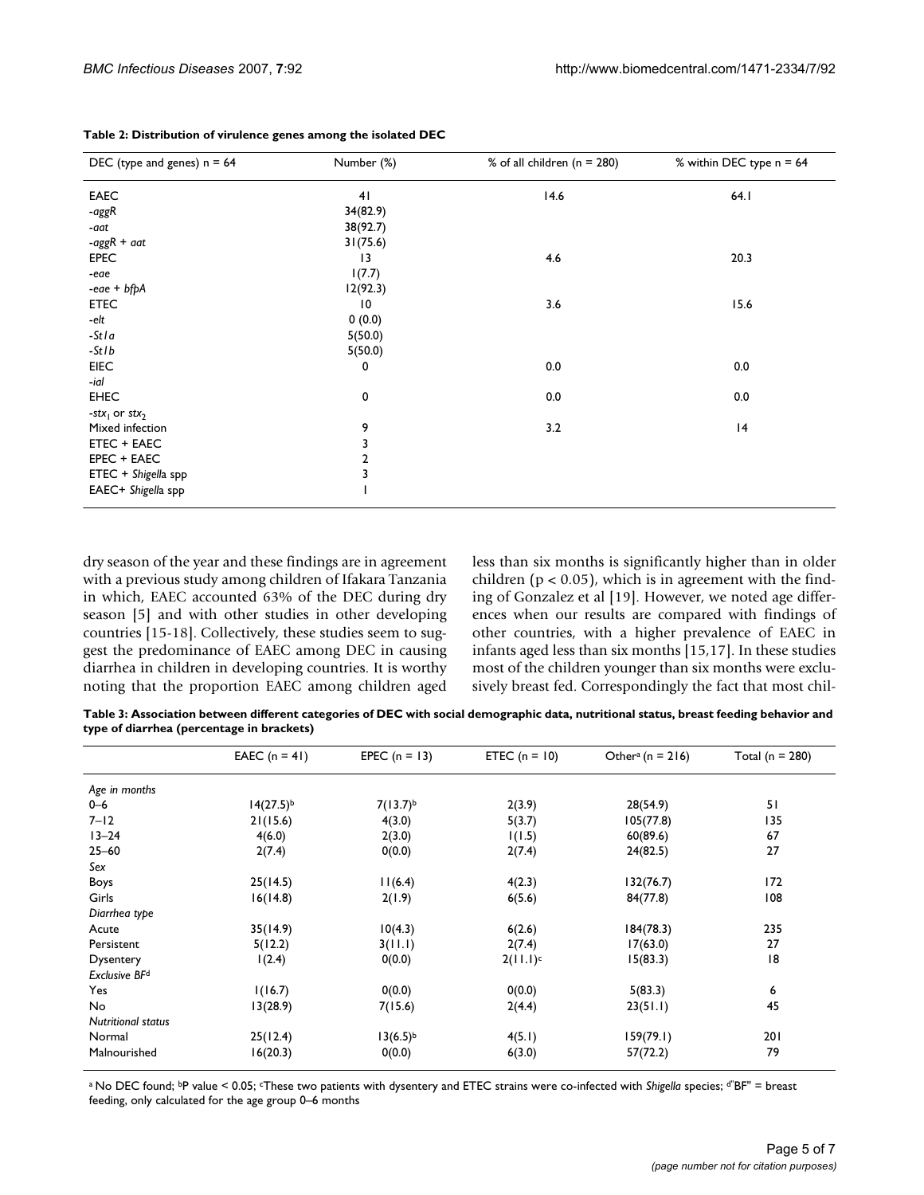**Table 2: Distribution of virulence genes among the isolated DEC**

| DEC (type and genes) n = 64 | Number (%) | % of all children (n = 280) | % within DEC type n = 64 |
|---|---|---|---|
| EAEC | 41 | 14.6 | 64.1 |
| -*aggR* | 34(82.9) | | |
| -*aat* | 38(92.7) | | |
| -*aggR* + *aat* | 31(75.6) | | |
| EPEC | 13 | 4.6 | 20.3 |
| -*eae* | 1(7.7) | | |
| -*eae* + *bfpA* | 12(92.3) | | |
| ETEC | 10 | 3.6 | 15.6 |
| -*elt* | 0 (0.0) | | |
| -*StIa* | 5(50.0) | | |
| -*StIb* | 5(50.0) | | |
| EIEC | 0 | 0.0 | 0.0 |
| -*ial* | | | |
| EHEC | 0 | 0.0 | 0.0 |
| -$stx_1$ or $stx_2$ | | | |
| Mixed infection | 9 | 3.2 | 14 |
| ETEC + EAEC | 3 | | |
| EPEC + EAEC | 2 | | |
| ETEC + *Shigella* spp | 3 | | |
| EAEC+ *Shigella* spp | 1 | | |

dry season of the year and these findings are in agreement with a previous study among children of Ifakara Tanzania in which, EAEC accounted 63% of the DEC during dry season [5] and with other studies in other developing countries [15-18]. Collectively, these studies seem to suggest the predominance of EAEC among DEC in causing diarrhea in children in developing countries. It is worthy noting that the proportion EAEC among children aged less than six months is significantly higher than in older children ($p < 0.05$), which is in agreement with the finding of Gonzalez et al [19]. However, we noted age differences when our results are compared with findings of other countries, with a higher prevalence of EAEC in infants aged less than six months [15,17]. In these studies most of the children younger than six months were exclusively breast fed. Correspondingly the fact that most chil-

**Table 3: Association between different categories of DEC with social demographic data, nutritional status, breast feeding behavior and type of diarrhea (percentage in brackets)**

| | EAEC (n = 41) | EPEC (n = 13) | ETEC (n = 10) | Other[a] (n = 216) | Total (n = 280) |
|---|---|---|---|---|---|
| *Age in months* | | | | | |
| 0–6 | 14(27.5)[b] | 7(13.7)[b] | 2(3.9) | 28(54.9) | 51 |
| 7–12 | 21(15.6) | 4(3.0) | 5(3.7) | 105(77.8) | 135 |
| 13–24 | 4(6.0) | 2(3.0) | 1(1.5) | 60(89.6) | 67 |
| 25–60 | 2(7.4) | 0(0.0) | 2(7.4) | 24(82.5) | 27 |
| *Sex* | | | | | |
| Boys | 25(14.5) | 11(6.4) | 4(2.3) | 132(76.7) | 172 |
| Girls | 16(14.8) | 2(1.9) | 6(5.6) | 84(77.8) | 108 |
| *Diarrhea type* | | | | | |
| Acute | 35(14.9) | 10(4.3) | 6(2.6) | 184(78.3) | 235 |
| Persistent | 5(12.2) | 3(11.1) | 2(7.4) | 17(63.0) | 27 |
| Dysentery | 1(2.4) | 0(0.0) | 2(11.1)[c] | 15(83.3) | 18 |
| *Exclusive BF*[d] | | | | | |
| Yes | 1(16.7) | 0(0.0) | 0(0.0) | 5(83.3) | 6 |
| No | 13(28.9) | 7(15.6) | 2(4.4) | 23(51.1) | 45 |
| *Nutritional status* | | | | | |
| Normal | 25(12.4) | 13(6.5)[b] | 4(5.1) | 159(79.1) | 201 |
| Malnourished | 16(20.3) | 0(0.0) | 6(3.0) | 57(72.2) | 79 |

[a] No DEC found; [b]P value < 0.05; [c]These two patients with dysentery and ETEC strains were co-infected with *Shigella* species; [d]"BF" = breast feeding, only calculated for the age group 0–6 months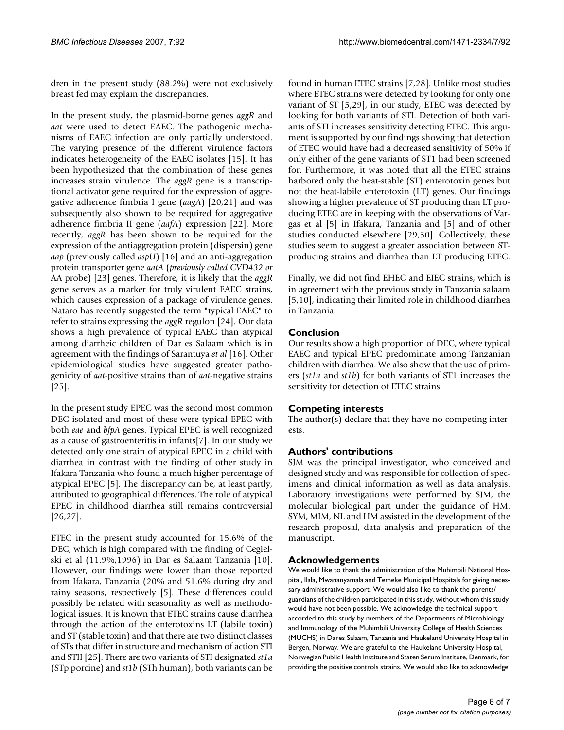dren in the present study (88.2%) were not exclusively breast fed may explain the discrepancies.

In the present study, the plasmid-borne genes *aggR* and *aat* were used to detect EAEC. The pathogenic mechanisms of EAEC infection are only partially understood. The varying presence of the different virulence factors indicates heterogeneity of the EAEC isolates [15]. It has been hypothesized that the combination of these genes increases strain virulence. The *aggR* gene is a transcriptional activator gene required for the expression of aggregative adherence fimbria I gene (*aagA*) [20,21] and was subsequently also shown to be required for aggregative adherence fimbria II gene (*aafA*) expression [22]. More recently, *aggR* has been shown to be required for the expression of the antiaggregation protein (dispersin) gene *aap* (previously called *aspU*) [16] and an anti-aggregation protein transporter gene *aatA* (*previously called CVD432 or* AA probe) [23] genes. Therefore, it is likely that the *aggR* gene serves as a marker for truly virulent EAEC strains, which causes expression of a package of virulence genes. Nataro has recently suggested the term "typical EAEC" to refer to strains expressing the *aggR* regulon [24]. Our data shows a high prevalence of typical EAEC than atypical among diarrheic children of Dar es Salaam which is in agreement with the findings of Sarantuya *et al* [16]. Other epidemiological studies have suggested greater pathogenicity of *aat*-positive strains than of *aat*-negative strains [25].

In the present study EPEC was the second most common DEC isolated and most of these were typical EPEC with both *eae* and *bfpA* genes. Typical EPEC is well recognized as a cause of gastroenteritis in infants[7]. In our study we detected only one strain of atypical EPEC in a child with diarrhea in contrast with the finding of other study in Ifakara Tanzania who found a much higher percentage of atypical EPEC [5]. The discrepancy can be, at least partly, attributed to geographical differences. The role of atypical EPEC in childhood diarrhea still remains controversial [26,27].

ETEC in the present study accounted for 15.6% of the DEC, which is high compared with the finding of Cegielski et al (11.9%,1996) in Dar es Salaam Tanzania [10]. However, our findings were lower than those reported from Ifakara, Tanzania (20% and 51.6% during dry and rainy seasons, respectively [5]. These differences could possibly be related with seasonality as well as methodological issues. It is known that ETEC strains cause diarrhea through the action of the enterotoxins LT (labile toxin) and ST (stable toxin) and that there are two distinct classes of STs that differ in structure and mechanism of action STI and STII [25]. There are two variants of STI designated *st1a* (STp porcine) and *st1b* (STh human), both variants can be found in human ETEC strains [7,28]. Unlike most studies where ETEC strains were detected by looking for only one variant of ST [5,29], in our study, ETEC was detected by looking for both variants of STI. Detection of both variants of STI increases sensitivity detecting ETEC. This argument is supported by our findings showing that detection of ETEC would have had a decreased sensitivity of 50% if only either of the gene variants of ST1 had been screened for. Furthermore, it was noted that all the ETEC strains harbored only the heat-stable (ST) enterotoxin genes but not the heat-labile enterotoxin (LT) genes. Our findings showing a higher prevalence of ST producing than LT producing ETEC are in keeping with the observations of Vargas et al [5] in Ifakara, Tanzania and [5] and of other studies conducted elsewhere [29,30]. Collectively, these studies seem to suggest a greater association between ST-producing strains and diarrhea than LT producing ETEC.

Finally, we did not find EHEC and EIEC strains, which is in agreement with the previous study in Tanzania salaam [5,10], indicating their limited role in childhood diarrhea in Tanzania.

## Conclusion

Our results show a high proportion of DEC, where typical EAEC and typical EPEC predominate among Tanzanian children with diarrhea. We also show that the use of primers (*st1a* and *st1b*) for both variants of ST1 increases the sensitivity for detection of ETEC strains.

## Competing interests

The author(s) declare that they have no competing interests.

## Authors' contributions

SJM was the principal investigator, who conceived and designed study and was responsible for collection of specimens and clinical information as well as data analysis. Laboratory investigations were performed by SJM, the molecular biological part under the guidance of HM. SYM, MIM, NL and HM assisted in the development of the research proposal, data analysis and preparation of the manuscript.

## Acknowledgements

We would like to thank the administration of the Muhimbili National Hospital, Ilala, Mwananyamala and Temeke Municipal Hospitals for giving necessary administrative support. We would also like to thank the parents/guardians of the children participated in this study, without whom this study would have not been possible. We acknowledge the technical support accorded to this study by members of the Departments of Microbiology and Immunology of the Muhimbili University College of Health Sciences (MUCHS) in Dares Salaam, Tanzania and Haukeland University Hospital in Bergen, Norway. We are grateful to the Haukeland University Hospital, Norwegian Public Health Institute and Staten Serum Institute, Denmark, for providing the positive controls strains. We would also like to acknowledge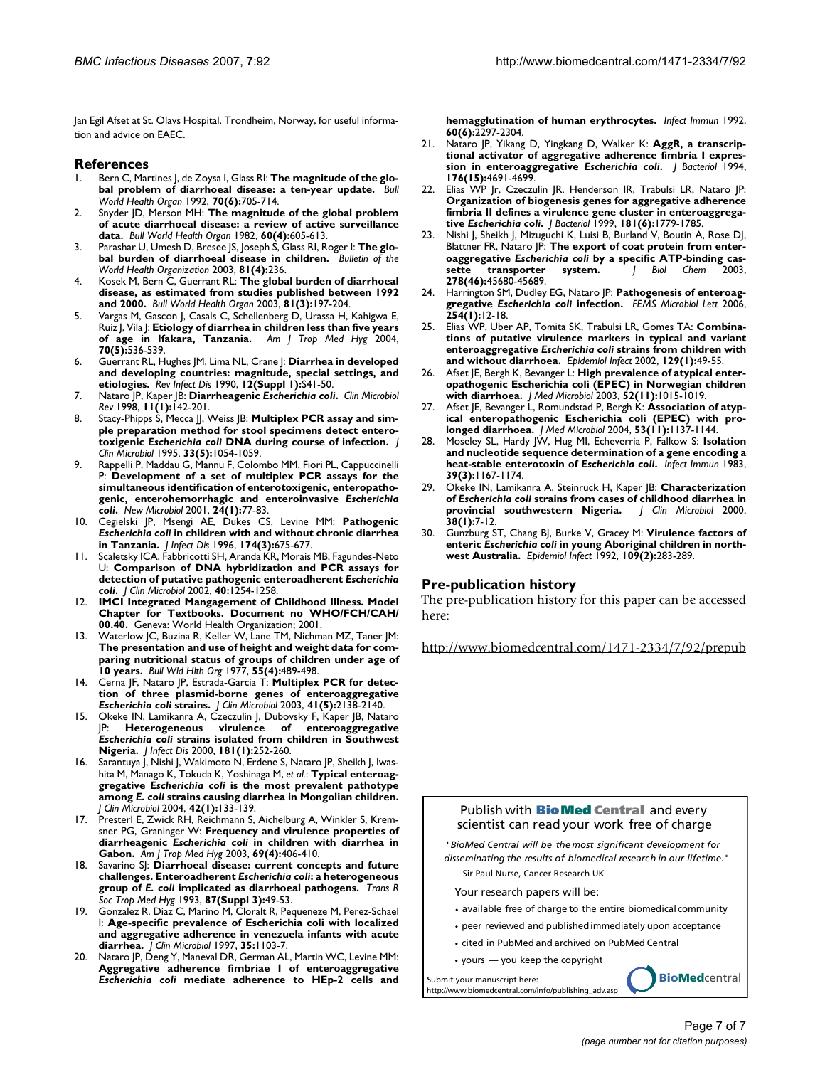Jan Egil Afset at St. Olavs Hospital, Trondheim, Norway, for useful information and advice on EAEC.

## References

1. Bern C, Martines J, de Zoysa I, Glass RI: **The magnitude of the global problem of diarrhoeal disease: a ten-year update.** *Bull World Health Organ* 1992, **70(6):**705-714.
2. Snyder JD, Merson MH: **The magnitude of the global problem of acute diarrhoeal disease: a review of active surveillance data.** *Bull World Health Organ* 1982, **60(4):**605-613.
3. Parashar U, Umesh D, Bresee JS, Joseph S, Glass RI, Roger I: **The global burden of diarrhoeal disease in children.** *Bulletin of the World Health Organization* 2003, **81(4):**236.
4. Kosek M, Bern C, Guerrant RL: **The global burden of diarrhoeal disease, as estimated from studies published between 1992 and 2000.** *Bull World Health Organ* 2003, **81(3):**197-204.
5. Vargas M, Gascon J, Casals C, Schellenberg D, Urassa H, Kahigwa E, Ruiz J, Vila J: **Etiology of diarrhea in children less than five years of age in Ifakara, Tanzania.** *Am J Trop Med Hyg* 2004, **70(5):**536-539.
6. Guerrant RL, Hughes JM, Lima NL, Crane J: **Diarrhea in developed and developing countries: magnitude, special settings, and etiologies.** *Rev Infect Dis* 1990, **12(Suppl 1):**S41-50.
7. Nataro JP, Kaper JB: **Diarrheagenic *Escherichia coli*.** *Clin Microbiol Rev* 1998, **11(1):**142-201.
8. Stacy-Phipps S, Mecca JJ, Weiss JB: **Multiplex PCR assay and simple preparation method for stool specimens detect enterotoxigenic *Escherichia coli* DNA during course of infection.** *J Clin Microbiol* 1995, **33(5):**1054-1059.
9. Rappelli P, Maddau G, Mannu F, Colombo MM, Fiori PL, Cappuccinelli P: **Development of a set of multiplex PCR assays for the simultaneous identification of enterotoxigenic, enteropathogenic, enterohemorrhagic and enteroinvasive *Escherichia coli*.** *New Microbiol* 2001, **24(1):**77-83.
10. Cegielski JP, Msengi AE, Dukes CS, Levine MM: **Pathogenic *Escherichia coli* in children with and without chronic diarrhea in Tanzania.** *J Infect Dis* 1996, **174(3):**675-677.
11. Scaletsky ICA, Fabbricotti SH, Aranda KR, Morais MB, Fagundes-Neto U: **Comparison of DNA hybridization and PCR assays for detection of putative pathogenic enteroadherent *Escherichia coli*.** *J Clin Microbiol* 2002, **40:**1254-1258.
12. **IMCI Integrated Mangagement of Childhood Illness. Model Chapter for Textbooks. Document no WHO/FCH/CAH/00.40.** Geneva: World Health Organization; 2001.
13. Waterlow JC, Buzina R, Keller W, Lane TM, Nichman MZ, Taner JM: **The presentation and use of height and weight data for comparing nutritional status of groups of children under age of 10 years.** *Bull Wld Hlth Org* 1977, **55(4):**489-498.
14. Cerna JF, Nataro JP, Estrada-Garcia T: **Multiplex PCR for detection of three plasmid-borne genes of enteroaggregative *Escherichia coli* strains.** *J Clin Microbiol* 2003, **41(5):**2138-2140.
15. Okeke IN, Lamikanra A, Czeczulin J, Dubovsky F, Kaper JB, Nataro JP: **Heterogeneous virulence of enteroaggregative *Escherichia coli* strains isolated from children in Southwest Nigeria.** *J Infect Dis* 2000, **181(1):**252-260.
16. Sarantuya J, Nishi J, Wakimoto N, Erdene S, Nataro JP, Sheikh J, Iwashita M, Manago K, Tokuda K, Yoshinaga M, *et al.*: **Typical enteroaggregative *Escherichia coli* is the most prevalent pathotype among *E. coli* strains causing diarrhea in Mongolian children.** *J Clin Microbiol* 2004, **42(1):**133-139.
17. Presterl E, Zwick RH, Reichmann S, Aichelburg A, Winkler S, Kremsner PG, Graninger W: **Frequency and virulence properties of diarrheagenic *Escherichia coli* in children with diarrhea in Gabon.** *Am J Trop Med Hyg* 2003, **69(4):**406-410.
18. Savarino SJ: **Diarrhoeal disease: current concepts and future challenges. Enteroadherent *Escherichia coli*: a heterogeneous group of *E. coli* implicated as diarrhoeal pathogens.** *Trans R Soc Trop Med Hyg* 1993, **87(Suppl 3):**49-53.
19. Gonzalez R, Diaz C, Marino M, Cloralt R, Pequeneze M, Perez-Schael I: **Age-specific prevalence of Escherichia coli with localized and aggregative adherence in venezuela infants with acute diarrhea.** *J Clin Microbiol* 1997, **35:**1103-7.
20. Nataro JP, Deng Y, Maneval DR, German AL, Martin WC, Levine MM: **Aggregative adherence fimbriae I of enteroaggregative *Escherichia coli* mediate adherence to HEp-2 cells and hemagglutination of human erythrocytes.** *Infect Immun* 1992, **60(6):**2297-2304.
21. Nataro JP, Yikang D, Yingkang D, Walker K: **AggR, a transcriptional activator of aggregative adherence fimbria I expression in enteroaggregative *Escherichia coli*.** *J Bacteriol* 1994, **176(15):**4691-4699.
22. Elias WP Jr, Czeczulin JR, Henderson IR, Trabulsi LR, Nataro JP: **Organization of biogenesis genes for aggregative adherence fimbria II defines a virulence gene cluster in enteroaggregative *Escherichia coli*.** *J Bacteriol* 1999, **181(6):**1779-1785.
23. Nishi J, Sheikh J, Mizuguchi K, Luisi B, Burland V, Boutin A, Rose DJ, Blattner FR, Nataro JP: **The export of coat protein from enteroaggregative *Escherichia coli* by a specific ATP-binding cassette transporter system.** *J Biol Chem* 2003, **278(46):**45680-45689.
24. Harrington SM, Dudley EG, Nataro JP: **Pathogenesis of enteroaggregative *Escherichia coli* infection.** *FEMS Microbiol Lett* 2006, **254(1):**12-18.
25. Elias WP, Uber AP, Tomita SK, Trabulsi LR, Gomes TA: **Combinations of putative virulence markers in typical and variant enteroaggregative *Escherichia coli* strains from children with and without diarrhoea.** *Epidemiol Infect* 2002, **129(1):**49-55.
26. Afset JE, Bergh K, Bevanger L: **High prevalence of atypical enteropathogenic Escherichia coli (EPEC) in Norwegian children with diarrhoea.** *J Med Microbiol* 2003, **52(11):**1015-1019.
27. Afset JE, Bevanger L, Romundstad P, Bergh K: **Association of atypical enteropathogenic Escherichia coli (EPEC) with prolonged diarrhoea.** *J Med Microbiol* 2004, **53(11):**1137-1144.
28. Moseley SL, Hardy JW, Hug MI, Echeverria P, Falkow S: **Isolation and nucleotide sequence determination of a gene encoding a heat-stable enterotoxin of *Escherichia coli*.** *Infect Immun* 1983, **39(3):**1167-1174.
29. Okeke IN, Lamikanra A, Steinruck H, Kaper JB: **Characterization of *Escherichia coli* strains from cases of childhood diarrhea in provincial southwestern Nigeria.** *J Clin Microbiol* 2000, **38(1):**7-12.
30. Gunzburg ST, Chang BJ, Burke V, Gracey M: **Virulence factors of enteric *Escherichia coli* in young Aboriginal children in northwest Australia.** *Epidemiol Infect* 1992, **109(2):**283-289.

## Pre-publication history

The pre-publication history for this paper can be accessed here:

http://www.biomedcentral.com/1471-2334/7/92/prepub

Publish with **BioMed Central** and every scientist can read your work free of charge

*"BioMed Central will be the most significant development for disseminating the results of biomedical research in our lifetime."*

Sir Paul Nurse, Cancer Research UK

Your research papers will be:

- available free of charge to the entire biomedical community
- peer reviewed and published immediately upon acceptance
- cited in PubMed and archived on PubMed Central
- yours — you keep the copyright

Submit your manuscript here:
http://www.biomedcentral.com/info/publishing_adv.asp

BioMedcentral